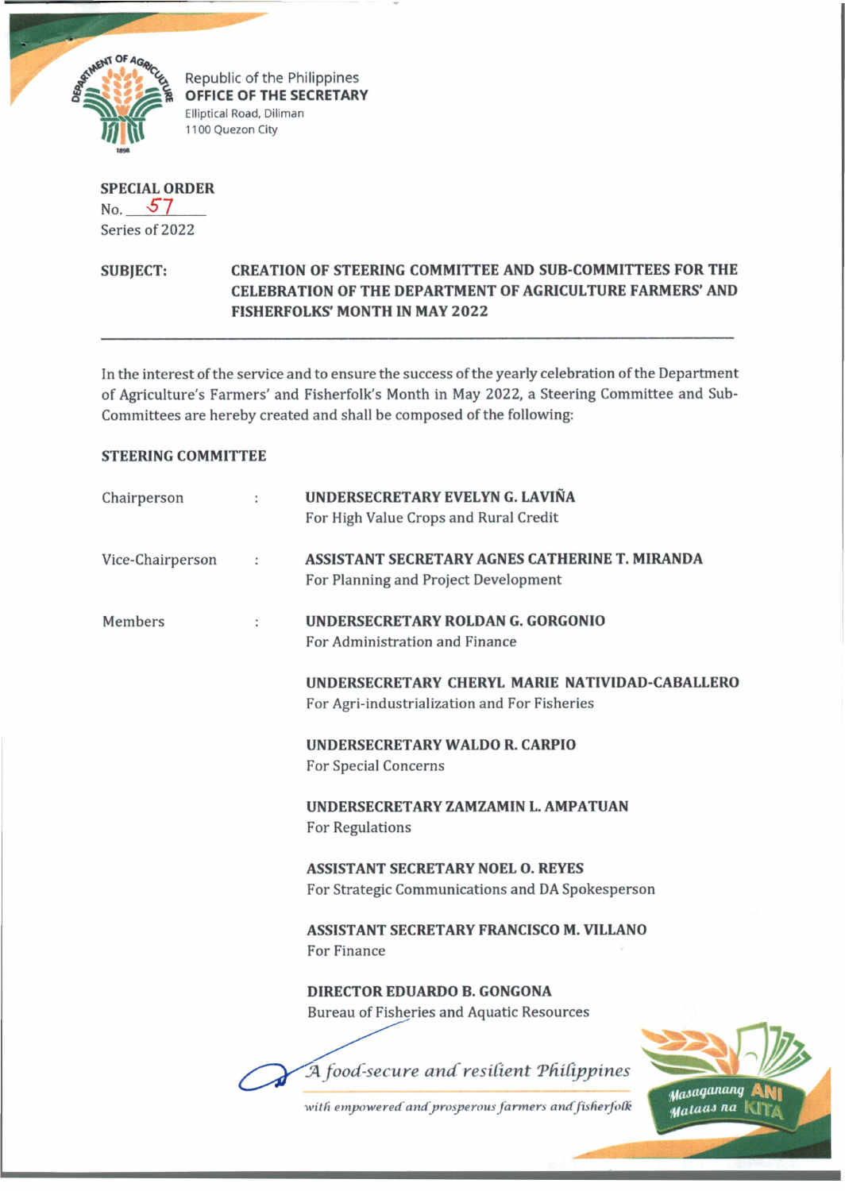Republic of the Philippines
**OFFICE OF THE SECRETARY**
Elliptical Road, Diliman
1100 Quezon City

**SPECIAL ORDER**
No. 57
Series of 2022

**SUBJECT:** **CREATION OF STEERING COMMITTEE AND SUB-COMMITTEES FOR THE CELEBRATION OF THE DEPARTMENT OF AGRICULTURE FARMERS' AND FISHERFOLKS' MONTH IN MAY 2022**

---

In the interest of the service and to ensure the success of the yearly celebration of the Department of Agriculture's Farmers' and Fisherfolk's Month in May 2022, a Steering Committee and Sub-Committees are hereby created and shall be composed of the following:

**STEERING COMMITTEE**

| | | |
|---|---|---|
| Chairperson | : | **UNDERSECRETARY EVELYN G. LAVIÑA**<br>For High Value Crops and Rural Credit |
| Vice-Chairperson | : | **ASSISTANT SECRETARY AGNES CATHERINE T. MIRANDA**<br>For Planning and Project Development |
| Members | : | **UNDERSECRETARY ROLDAN G. GORGONIO**<br>For Administration and Finance |
| | | **UNDERSECRETARY CHERYL MARIE NATIVIDAD-CABALLERO**<br>For Agri-industrialization and For Fisheries |
| | | **UNDERSECRETARY WALDO R. CARPIO**<br>For Special Concerns |
| | | **UNDERSECRETARY ZAMZAMIN L. AMPATUAN**<br>For Regulations |
| | | **ASSISTANT SECRETARY NOEL O. REYES**<br>For Strategic Communications and DA Spokesperson |
| | | **ASSISTANT SECRETARY FRANCISCO M. VILLANO**<br>For Finance |
| | | **DIRECTOR EDUARDO B. GONGONA**<br>Bureau of Fisheries and Aquatic Resources |

*A food-secure and resilient Philippines*
*with empowered and prosperous farmers and fisherfolk*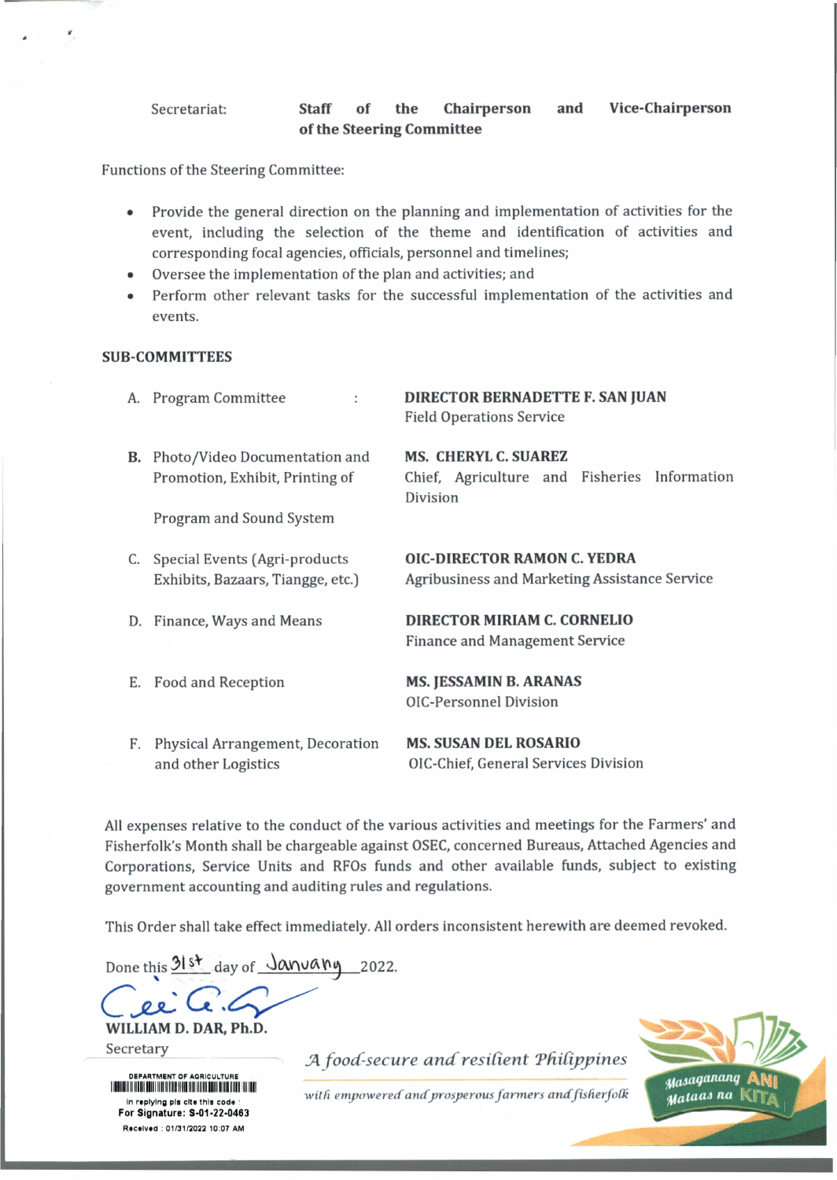Secretariat: **Staff of the Chairperson and Vice-Chairperson of the Steering Committee**

Functions of the Steering Committee:

- Provide the general direction on the planning and implementation of activities for the event, including the selection of the theme and identification of activities and corresponding focal agencies, officials, personnel and timelines;
- Oversee the implementation of the plan and activities; and
- Perform other relevant tasks for the successful implementation of the activities and events.

**SUB-COMMITTEES**

| | |
|---|---|
| A. Program Committee : | **DIRECTOR BERNADETTE F. SAN JUAN**<br>Field Operations Service |
| B. Photo/Video Documentation and Promotion, Exhibit, Printing of Program and Sound System | **MS. CHERYL C. SUAREZ**<br>Chief, Agriculture and Fisheries Information Division |
| C. Special Events (Agri-products Exhibits, Bazaars, Tiangge, etc.) | **OIC-DIRECTOR RAMON C. YEDRA**<br>Agribusiness and Marketing Assistance Service |
| D. Finance, Ways and Means | **DIRECTOR MIRIAM C. CORNELIO**<br>Finance and Management Service |
| E. Food and Reception | **MS. JESSAMIN B. ARANAS**<br>OIC-Personnel Division |
| F. Physical Arrangement, Decoration and other Logistics | **MS. SUSAN DEL ROSARIO**<br>OIC-Chief, General Services Division |

All expenses relative to the conduct of the various activities and meetings for the Farmers' and Fisherfolk's Month shall be chargeable against OSEC, concerned Bureaus, Attached Agencies and Corporations, Service Units and RFOs funds and other available funds, subject to existing government accounting and auditing rules and regulations.

This Order shall take effect immediately. All orders inconsistent herewith are deemed revoked.

Done this 31st day of January 2022.

**WILLIAM D. DAR, Ph.D.**
Secretary

DEPARTMENT OF AGRICULTURE
In replying pls cite this code :
For Signature: S-01-22-0463
Received : 01/31/2022 10:07 AM

*A food-secure and resilient Philippines*
*with empowered and prosperous farmers and fisherfolk*

Masaganang ANI Mataas na KITA